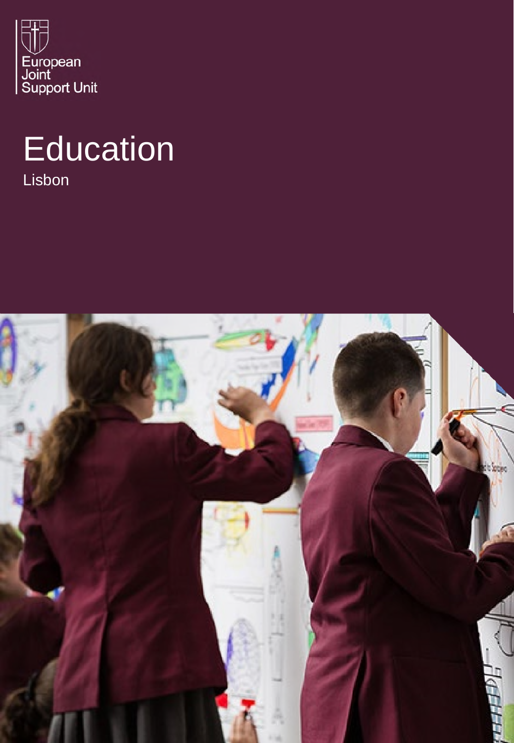European
Joint
Support Unit

# Education

Lisbon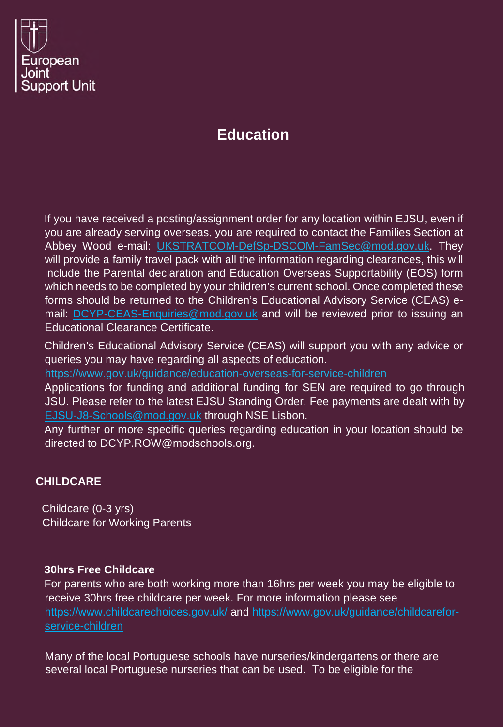European Joint Support Unit

# Education

If you have received a posting/assignment order for any location within EJSU, even if you are already serving overseas, you are required to contact the Families Section at Abbey Wood e-mail: [UKSTRATCOM-DefSp-DSCOM-FamSec@mod.gov.uk](mailto:UKSTRATCOM-DefSp-DSCOM-FamSec@mod.gov.uk). They will provide a family travel pack with all the information regarding clearances, this will include the Parental declaration and Education Overseas Supportability (EOS) form which needs to be completed by your children's current school. Once completed these forms should be returned to the Children's Educational Advisory Service (CEAS) e-mail: [DCYP-CEAS-Enquiries@mod.gov.uk](mailto:DCYP-CEAS-Enquiries@mod.gov.uk) and will be reviewed prior to issuing an Educational Clearance Certificate.

Children's Educational Advisory Service (CEAS) will support you with any advice or queries you may have regarding all aspects of education.
[https://www.gov.uk/guidance/education-overseas-for-service-children](https://www.gov.uk/guidance/education-overseas-for-service-children)
Applications for funding and additional funding for SEN are required to go through JSU. Please refer to the latest EJSU Standing Order. Fee payments are dealt with by [EJSU-J8-Schools@mod.gov.uk](mailto:EJSU-J8-Schools@mod.gov.uk) through NSE Lisbon.
Any further or more specific queries regarding education in your location should be directed to DCYP.ROW@modschools.org.

## CHILDCARE

Childcare (0-3 yrs)
Childcare for Working Parents

### 30hrs Free Childcare

For parents who are both working more than 16hrs per week you may be eligible to receive 30hrs free childcare per week. For more information please see [https://www.childcarechoices.gov.uk/](https://www.childcarechoices.gov.uk/) and [https://www.gov.uk/guidance/childcarefor-service-children](https://www.gov.uk/guidance/childcarefor-service-children)

Many of the local Portuguese schools have nurseries/kindergartens or there are several local Portuguese nurseries that can be used. To be eligible for the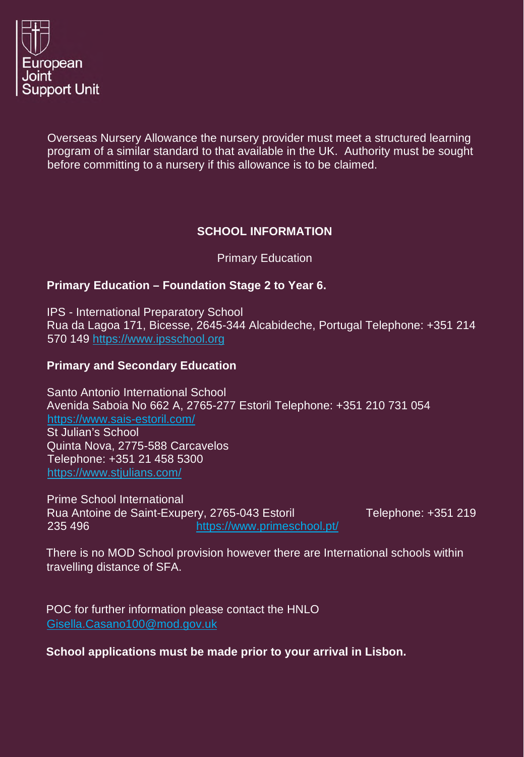Overseas Nursery Allowance the nursery provider must meet a structured learning program of a similar standard to that available in the UK. Authority must be sought before committing to a nursery if this allowance is to be claimed.

## SCHOOL INFORMATION

Primary Education

**Primary Education – Foundation Stage 2 to Year 6.**

IPS - International Preparatory School
Rua da Lagoa 171, Bicesse, 2645-344 Alcabideche, Portugal Telephone: +351 214 570 149 https://www.ipsschool.org

**Primary and Secondary Education**

Santo Antonio International School
Avenida Saboia No 662 A, 2765-277 Estoril Telephone: +351 210 731 054
https://www.sais-estoril.com/
St Julian's School
Quinta Nova, 2775-588 Carcavelos
Telephone: +351 21 458 5300
https://www.stjulians.com/

Prime School International
Rua Antoine de Saint-Exupery, 2765-043 Estoril Telephone: +351 219 235 496 https://www.primeschool.pt/

There is no MOD School provision however there are International schools within travelling distance of SFA.

POC for further information please contact the HNLO
Gisella.Casano100@mod.gov.uk

**School applications must be made prior to your arrival in Lisbon.**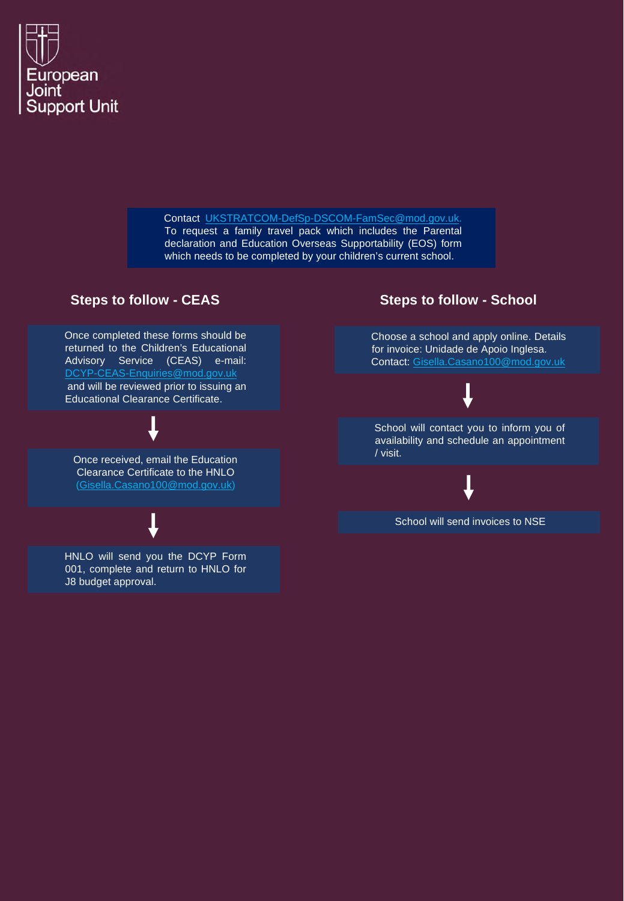European Joint Support Unit

Contact UKSTRATCOM-DefSp-DSCOM-FamSec@mod.gov.uk. To request a family travel pack which includes the Parental declaration and Education Overseas Supportability (EOS) form which needs to be completed by your children's current school.

## Steps to follow - CEAS

Once completed these forms should be returned to the Children's Educational Advisory Service (CEAS) e-mail: DCYP-CEAS-Enquiries@mod.gov.uk and will be reviewed prior to issuing an Educational Clearance Certificate.

↓

Once received, email the Education Clearance Certificate to the HNLO (Gisella.Casano100@mod.gov.uk)

↓

HNLO will send you the DCYP Form 001, complete and return to HNLO for J8 budget approval.

## Steps to follow - School

Choose a school and apply online. Details for invoice: Unidade de Apoio Inglesa. Contact: Gisella.Casano100@mod.gov.uk

↓

School will contact you to inform you of availability and schedule an appointment / visit.

↓

School will send invoices to NSE